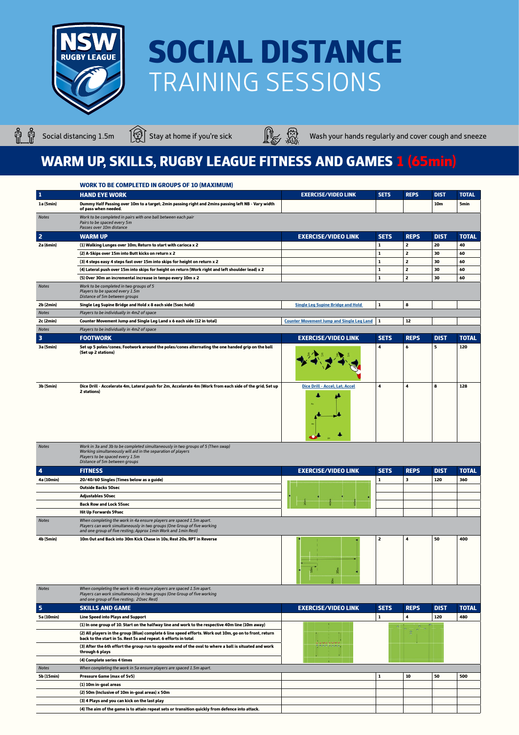# SOCIAL DISTANCE TRAINING SESSIONS

Social distancing 1.5m | Stay at home if you're sick | Wash your hands regularly and cover cough and sneeze

## WARM UP, SKILLS, RUGBY LEAGUE FITNESS AND GAMES 1 (65min)

**WORK TO BE COMPLETED IN GROUPS OF 10 (MAXIMUM)**

| 1 | HAND EYE WORK | EXERCISE/VIDEO LINK | SETS | REPS | DIST | TOTAL |
|---|---|---|---|---|---|---|
| 1a (5min) | Dummy Half Passing over 10m to a target; 2min passing right and 2mins passing left NB - Vary width of pass when needed. | | | | 10m | 5min |
| *Notes* | *Work to be completed in pairs with one ball between each pair*<br>*Pairs to be spaced every 5m*<br>*Passes over 10m distance* | | | | | |
| **2** | **WARM UP** | **EXERCISE/VIDEO LINK** | **SETS** | **REPS** | **DIST** | **TOTAL** |
| 2a (6min) | (1) Walking Lunges over 10m; Return to start with carioca x 2 | | 1 | 2 | 20 | 40 |
| | (2) A-Skips over 15m into Butt kicks on return x 2 | | 1 | 2 | 30 | 60 |
| | (3) 4 steps easy 4 steps fast over 15m into skips for height on return x 2 | | 1 | 2 | 30 | 60 |
| | (4) Lateral push over 15m into skips for height on return (Work right and left shoulder lead) x 2 | | 1 | 2 | 30 | 60 |
| | (5) Over 30m an incremental increase in tempo every 10m x 2 | | 1 | 2 | 30 | 60 |
| *Notes* | *Work to be completed in two groups of 5*<br>*Players to be spaced every 1.5m*<br>*Distance of 5m between groups* | | | | | |
| 2b (2min) | Single Leg Supine Bridge and Hold x 8 each side (5sec hold) | Single Leg Supine Bridge and Hold | 1 | 8 | | |
| *Notes* | *Players to be individually in 4m2 of space* | | | | | |
| 2c (2min) | Counter Movement Jump and Single Leg Land x 6 each side (12 in total) | Counter Movement Jump and Single Leg Land | 1 | 12 | | |
| *Notes* | *Players to be individually in 4m2 of space* | | | | | |
| **3** | **FOOTWORK** | **EXERCISE/VIDEO LINK** | **SETS** | **REPS** | **DIST** | **TOTAL** |
| 3a (5min) | Set up 5 poles/cones; Footwork around the poles/cones alternating the one handed grip on the ball (Set up 2 stations) | | 4 | 6 | 5 | 120 |
| 3b (5min) | Dice Drill - Accelerate 4m, Lateral push for 2m, Accelerate 4m (Work from each side of the grid; Set up 2 stations) | Dice Drill - Accel; Lat; Accel | 4 | 4 | 8 | 128 |
| *Notes* | *Work in 3a and 3b to be completed simultaneously in two groups of 5 (Then swap)*<br>*Working simultaneously will aid in the separation of players*<br>*Players to be spaced every 1.5m*<br>*Distance of 5m between groups* | | | | | |
| **4** | **FITNESS** | **EXERCISE/VIDEO LINK** | **SETS** | **REPS** | **DIST** | **TOTAL** |
| 4a (10min) | 20/40/60 Singles (Times below as a guide) | | 1 | 3 | 120 | 360 |
| | Outside Backs 50sec | | | | | |
| | Adjustables 50sec | | | | | |
| | Back Row and Lock 55sec | | | | | |
| | Hit Up Forwards 59sec | | | | | |
| *Notes* | *When completing the work in 4a ensure players are spaced 1.5m apart.*<br>*Players can work simultaneously in two groups (One Group of five working and one group of five resting; Approx 1min Work and 1min Rest)* | | | | | |
| 4b (5min) | 10m Out and Back into 30m Kick Chase in 10s; Rest 20s; RPT in Reverse | | 2 | 4 | 50 | 400 |
| *Notes* | *When completing the work in 4b ensure players are spaced 1.5m apart.*<br>*Players can work simultaneously in two groups (One Group of five working and one group of five resting; 20sec Rest)* | | | | | |
| **5** | **SKILLS AND GAME** | **EXERCISE/VIDEO LINK** | **SETS** | **REPS** | **DIST** | **TOTAL** |
| 5a (10min) | Line Speed into Plays and Support | | 1 | 4 | 120 | 480 |
| | (1) In one group of 10. Start on the halfway line and work to the respective 40m line (10m away) | | | | | |
| | (2) All players in the group (Blue) complete 6 line speed efforts. Work out 10m, go on to front, return back to the start in 5s. Rest 5s and repeat. 6 efforts in total | | | | | |
| | (3) After the 6th effort the group run to opposite end of the oval to where a ball is situated and work through 6 plays | | | | | |
| | (4) Complete series 4 times | | | | | |
| *Notes* | *When completing the work in 5a ensure players are spaced 1.5m apart.* | | | | | |
| 5b (15min) | Pressure Game (max of 5v5) | | 1 | 10 | 50 | 500 |
| | (1) 10m in-goal areas | | | | | |
| | (2) 50m (Inclusive of 10m in-goal areas) x 50m | | | | | |
| | (3) 4 Plays and you can kick on the last play | | | | | |
| | (4) The aim of the game is to attain repeat sets or transition quickly from defence into attack. | | | | | |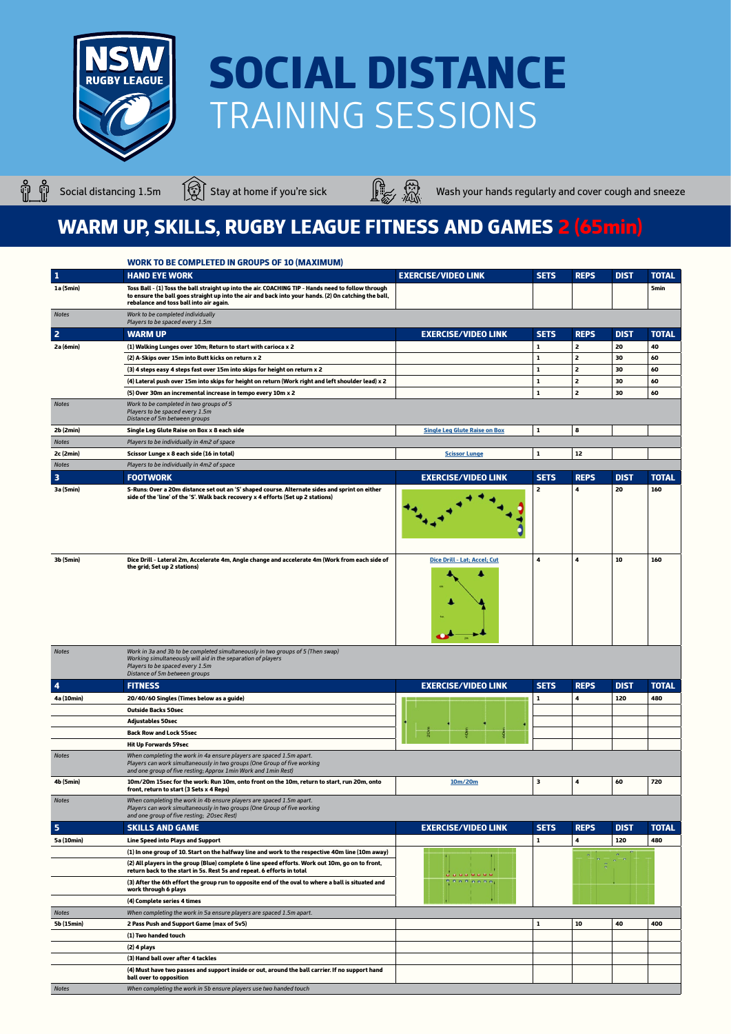# SOCIAL DISTANCE TRAINING SESSIONS

Social distancing 1.5m — Stay at home if you're sick — Wash your hands regularly and cover cough and sneeze

## WARM UP, SKILLS, RUGBY LEAGUE FITNESS AND GAMES 2 (65min)

**WORK TO BE COMPLETED IN GROUPS OF 10 (MAXIMUM)**

| 1 | HAND EYE WORK | EXERCISE/VIDEO LINK | SETS | REPS | DIST | TOTAL |
|---|---|---|---|---|---|---|
| 1a (5min) | Toss Ball - (1) Toss the ball straight up into the air. COACHING TIP - Hands need to follow through to ensure the ball goes straight up into the air and back into your hands. (2) On catching the ball, rebalance and toss ball into air again. | | | | | 5min |
| *Notes* | *Work to be completed individually*<br>*Players to be spaced every 1.5m* | | | | | |
| **2** | **WARM UP** | **EXERCISE/VIDEO LINK** | **SETS** | **REPS** | **DIST** | **TOTAL** |
| 2a (6min) | (1) Walking Lunges over 10m; Return to start with carioca x 2 | | 1 | 2 | 20 | 40 |
| | (2) A-Skips over 15m into Butt kicks on return x 2 | | 1 | 2 | 30 | 60 |
| | (3) 4 steps easy 4 steps fast over 15m into skips for height on return x 2 | | 1 | 2 | 30 | 60 |
| | (4) Lateral push over 15m into skips for height on return (Work right and left shoulder lead) x 2 | | 1 | 2 | 30 | 60 |
| | (5) Over 30m an incremental increase in tempo every 10m x 2 | | 1 | 2 | 30 | 60 |
| *Notes* | *Work to be completed in two groups of 5*<br>*Players to be spaced every 1.5m*<br>*Distance of 5m between groups* | | | | | |
| 2b (2min) | Single Leg Glute Raise on Box x 8 each side | Single Leg Glute Raise on Box | 1 | 8 | | |
| *Notes* | *Players to be individually in 4m2 of space* | | | | | |
| 2c (2min) | Scissor Lunge x 8 each side (16 in total) | Scissor Lunge | 1 | 12 | | |
| *Notes* | *Players to be individually in 4m2 of space* | | | | | |
| **3** | **FOOTWORK** | **EXERCISE/VIDEO LINK** | **SETS** | **REPS** | **DIST** | **TOTAL** |
| 3a (5min) | S-Runs: Over a 20m distance set out an 'S' shaped course. Alternate sides and sprint on either side of the 'line' of the 'S'. Walk back recovery x 4 efforts (Set up 2 stations) | | 2 | 4 | 20 | 160 |
| 3b (5min) | Dice Drill - Lateral 2m, Accelerate 4m, Angle change and accelerate 4m (Work from each side of the grid; Set up 2 stations) | Dice Drill - Lat; Accel; Cut | 4 | 4 | 10 | 160 |
| *Notes* | *Work in 3a and 3b to be completed simultaneously in two groups of 5 (Then swap)*<br>*Working simultaneously will aid in the separation of players*<br>*Players to be spaced every 1.5m*<br>*Distance of 5m between groups* | | | | | |
| **4** | **FITNESS** | **EXERCISE/VIDEO LINK** | **SETS** | **REPS** | **DIST** | **TOTAL** |
| 4a (10min) | 20/40/60 Singles (Times below as a guide) | | 1 | 4 | 120 | 480 |
| | Outside Backs 50sec | | | | | |
| | Adjustables 50sec | | | | | |
| | Back Row and Lock 55sec | | | | | |
| | Hit Up Forwards 59sec | | | | | |
| *Notes* | *When completing the work in 4a ensure players are spaced 1.5m apart.*<br>*Players can work simultaneously in two groups (One Group of five working and one group of five resting; Approx 1min Work and 1min Rest)* | | | | | |
| 4b (5min) | 10m/20m 15sec for the work: Run 10m, onto front on the 10m, return to start, run 20m, onto front, return to start (3 Sets x 4 Reps) | 10m/20m | 3 | 4 | 60 | 720 |
| *Notes* | *When completing the work in 4b ensure players are spaced 1.5m apart.*<br>*Players can work simultaneously in two groups (One Group of five working and one group of five resting; 20sec Rest)* | | | | | |
| **5** | **SKILLS AND GAME** | **EXERCISE/VIDEO LINK** | **SETS** | **REPS** | **DIST** | **TOTAL** |
| 5a (10min) | Line Speed into Plays and Support | | 1 | 4 | 120 | 480 |
| | (1) In one group of 10. Start on the halfway line and work to the respective 40m line (10m away) | | | | | |
| | (2) All players in the group (Blue) complete 6 line speed efforts. Work out 10m, go on to front, return back to the start in 5s. Rest 5s and repeat. 6 efforts in total | | | | | |
| | (3) After the 6th effort the group run to opposite end of the oval to where a ball is situated and work through 6 plays | | | | | |
| | (4) Complete series 4 times | | | | | |
| *Notes* | *When completing the work in 5a ensure players are spaced 1.5m apart.* | | | | | |
| 5b (15min) | 2 Pass Push and Support Game (max of 5v5) | | 1 | 10 | 40 | 400 |
| | (1) Two handed touch | | | | | |
| | (2) 4 plays | | | | | |
| | (3) Hand ball over after 4 tackles | | | | | |
| | (4) Must have two passes and support inside or out, around the ball carrier. If no support hand ball over to opposition | | | | | |
| *Notes* | *When completing the work in 5b ensure players use two handed touch* | | | | | |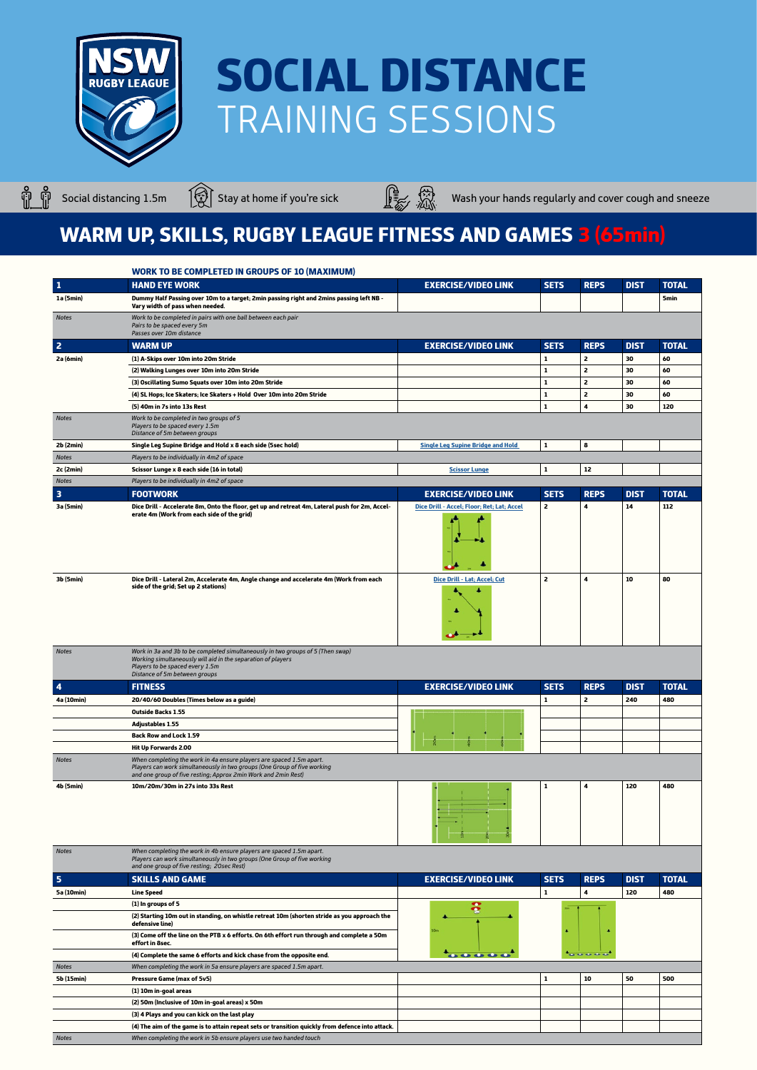# SOCIAL DISTANCE TRAINING SESSIONS

Social distancing 1.5m | Stay at home if you're sick | Wash your hands regularly and cover cough and sneeze

## WARM UP, SKILLS, RUGBY LEAGUE FITNESS AND GAMES 3 (65min)

**WORK TO BE COMPLETED IN GROUPS OF 10 (MAXIMUM)**

| 1 | HAND EYE WORK | EXERCISE/VIDEO LINK | SETS | REPS | DIST | TOTAL |
|---|---|---|---|---|---|---|
| 1a (5min) | Dummy Half Passing over 10m to a target; 2min passing right and 2mins passing left NB - Vary width of pass when needed. | | | | | 5min |
| *Notes* | *Work to be completed in pairs with one ball between each pair*<br>*Pairs to be spaced every 5m*<br>*Passes over 10m distance* | | | | | |
| **2** | **WARM UP** | **EXERCISE/VIDEO LINK** | **SETS** | **REPS** | **DIST** | **TOTAL** |
| 2a (6min) | (1) A-Skips over 10m into 20m Stride | | 1 | 2 | 30 | 60 |
| | (2) Walking Lunges over 10m into 20m Stride | | 1 | 2 | 30 | 60 |
| | (3) Oscillating Sumo Squats over 10m into 20m Stride | | 1 | 2 | 30 | 60 |
| | (4) SL Hops; Ice Skaters; Ice Skaters + Hold Over 10m into 20m Stride | | 1 | 2 | 30 | 60 |
| | (5) 40m in 7s into 13s Rest | | 1 | 4 | 30 | 120 |
| *Notes* | *Work to be completed in two groups of 5*<br>*Players to be spaced every 1.5m*<br>*Distance of 5m between groups* | | | | | |
| 2b (2min) | Single Leg Supine Bridge and Hold x 8 each side (5sec hold) | Single Leg Supine Bridge and Hold | 1 | 8 | | |
| *Notes* | *Players to be individually in 4m2 of space* | | | | | |
| 2c (2min) | Scissor Lunge x 8 each side (16 in total) | Scissor Lunge | 1 | 12 | | |
| *Notes* | *Players to be individually in 4m2 of space* | | | | | |
| **3** | **FOOTWORK** | **EXERCISE/VIDEO LINK** | **SETS** | **REPS** | **DIST** | **TOTAL** |
| 3a (5min) | Dice Drill - Accelerate 8m, Onto the floor, get up and retreat 4m, Lateral push for 2m, Accelerate 4m (Work from each side of the grid) | Dice Drill - Accel; Floor; Ret; Lat; Accel | 2 | 4 | 14 | 112 |
| 3b (5min) | Dice Drill - Lateral 2m, Accelerate 4m, Angle change and accelerate 4m (Work from each side of the grid; Set up 2 stations) | Dice Drill - Lat; Accel; Cut | 2 | 4 | 10 | 80 |
| *Notes* | *Work in 3a and 3b to be completed simultaneously in two groups of 5 (Then swap)*<br>*Working simultaneously will aid in the separation of players*<br>*Players to be spaced every 1.5m*<br>*Distance of 5m between groups* | | | | | |
| **4** | **FITNESS** | **EXERCISE/VIDEO LINK** | **SETS** | **REPS** | **DIST** | **TOTAL** |
| 4a (10min) | 20/40/60 Doubles (Times below as a guide) | | 1 | 2 | 240 | 480 |
| | Outside Backs 1.55 | | | | | |
| | Adjustables 1.55 | | | | | |
| | Back Row and Lock 1.59 | | | | | |
| | Hit Up Forwards 2.00 | | | | | |
| *Notes* | *When completing the work in 4a ensure players are spaced 1.5m apart.*<br>*Players can work simultaneously in two groups (One Group of five working and one group of five resting; Approx 2min Work and 2min Rest)* | | | | | |
| 4b (5min) | 10m/20m/30m in 27s into 33s Rest | | 1 | 4 | 120 | 480 |
| *Notes* | *When completing the work in 4b ensure players are spaced 1.5m apart.*<br>*Players can work simultaneously in two groups (One Group of five working and one group of five resting; 20sec Rest)* | | | | | |
| **5** | **SKILLS AND GAME** | **EXERCISE/VIDEO LINK** | **SETS** | **REPS** | **DIST** | **TOTAL** |
| 5a (10min) | Line Speed | | 1 | 4 | 120 | 480 |
| | (1) In groups of 5 | | | | | |
| | (2) Starting 10m out in standing, on whistle retreat 10m (shorten stride as you approach the defensive line) | | | | | |
| | (3) Come off the line on the PTB x 6 efforts. On 6th effort run through and complete a 50m effort in 8sec. | | | | | |
| | (4) Complete the same 6 efforts and kick chase from the opposite end. | | | | | |
| *Notes* | *When completing the work in 5a ensure players are spaced 1.5m apart.* | | | | | |
| 5b (15min) | Pressure Game (max of 5v5) | | 1 | 10 | 50 | 500 |
| | (1) 10m in-goal areas | | | | | |
| | (2) 50m (Inclusive of 10m in-goal areas) x 50m | | | | | |
| | (3) 4 Plays and you can kick on the last play | | | | | |
| | (4) The aim of the game is to attain repeat sets or transition quickly from defence into attack. | | | | | |
| *Notes* | *When completing the work in 5b ensure players use two handed touch* | | | | | |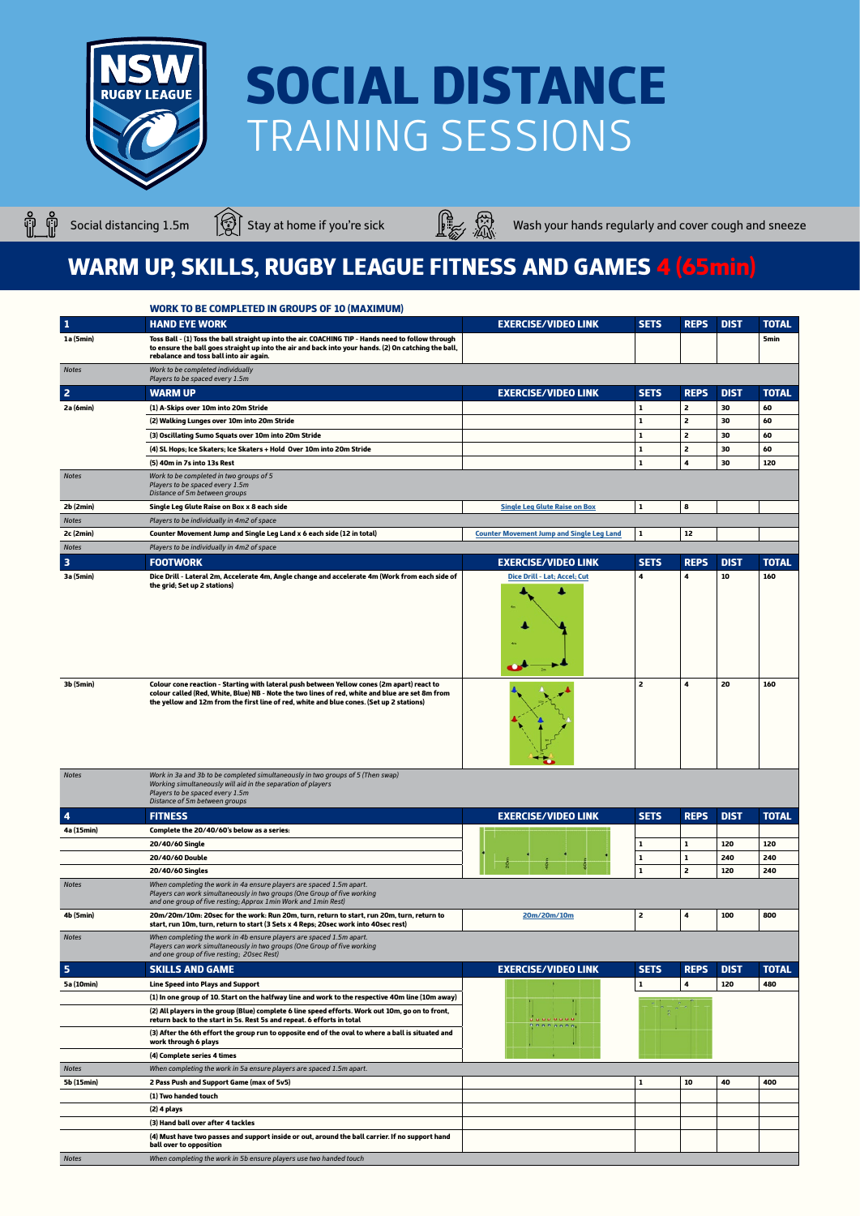# SOCIAL DISTANCE TRAINING SESSIONS

Social distancing 1.5m | Stay at home if you're sick | Wash your hands regularly and cover cough and sneeze

## WARM UP, SKILLS, RUGBY LEAGUE FITNESS AND GAMES 4 (65min)

**WORK TO BE COMPLETED IN GROUPS OF 10 (MAXIMUM)**

| 1 | HAND EYE WORK | EXERCISE/VIDEO LINK | SETS | REPS | DIST | TOTAL |
|---|---|---|---|---|---|---|
| 1a (5min) | Toss Ball - (1) Toss the ball straight up into the air. COACHING TIP - Hands need to follow through to ensure the ball goes straight up into the air and back into your hands. (2) On catching the ball, rebalance and toss ball into air again. | | | | | 5min |
| *Notes* | *Work to be completed individually*<br>*Players to be spaced every 1.5m* | | | | | |
| **2** | **WARM UP** | **EXERCISE/VIDEO LINK** | **SETS** | **REPS** | **DIST** | **TOTAL** |
| 2a (6min) | (1) A-Skips over 10m into 20m Stride | | 1 | 2 | 30 | 60 |
| | (2) Walking Lunges over 10m into 20m Stride | | 1 | 2 | 30 | 60 |
| | (3) Oscillating Sumo Squats over 10m into 20m Stride | | 1 | 2 | 30 | 60 |
| | (4) SL Hops; Ice Skaters; Ice Skaters + Hold Over 10m into 20m Stride | | 1 | 2 | 30 | 60 |
| | (5) 40m in 7s into 13s Rest | | 1 | 4 | 30 | 120 |
| *Notes* | *Work to be completed in two groups of 5*<br>*Players to be spaced every 1.5m*<br>*Distance of 5m between groups* | | | | | |
| 2b (2min) | Single Leg Glute Raise on Box x 8 each side | Single Leg Glute Raise on Box | 1 | 8 | | |
| *Notes* | *Players to be individually in 4m2 of space* | | | | | |
| 2c (2min) | Counter Movement Jump and Single Leg Land x 6 each side (12 in total) | Counter Movement Jump and Single Leg Land | 1 | 12 | | |
| *Notes* | *Players to be individually in 4m2 of space* | | | | | |
| **3** | **FOOTWORK** | **EXERCISE/VIDEO LINK** | **SETS** | **REPS** | **DIST** | **TOTAL** |
| 3a (5min) | Dice Drill - Lateral 2m, Accelerate 4m, Angle change and accelerate 4m (Work from each side of the grid; Set up 2 stations) | Dice Drill - Lat; Accel; Cut | 4 | 4 | 10 | 160 |
| 3b (5min) | Colour cone reaction - Starting with lateral push between Yellow cones (2m apart) react to colour called (Red, White, Blue) NB - Note the two lines of red, white and blue are set 8m from the yellow and 12m from the first line of red, white and blue cones. (Set up 2 stations) | | 2 | 4 | 20 | 160 |
| *Notes* | *Work in 3a and 3b to be completed simultaneously in two groups of 5 (Then swap)*<br>*Working simultaneously will aid in the separation of players*<br>*Players to be spaced every 1.5m*<br>*Distance of 5m between groups* | | | | | |
| **4** | **FITNESS** | **EXERCISE/VIDEO LINK** | **SETS** | **REPS** | **DIST** | **TOTAL** |
| 4a (15min) | Complete the 20/40/60's below as a series: | | | | | |
| | 20/40/60 Single | | 1 | 1 | 120 | 120 |
| | 20/40/60 Double | | 1 | 1 | 240 | 240 |
| | 20/40/60 Singles | | 1 | 2 | 120 | 240 |
| *Notes* | *When completing the work in 4a ensure players are spaced 1.5m apart.*<br>*Players can work simultaneously in two groups (One Group of five working and one group of five resting; Approx 1min Work and 1min Rest)* | | | | | |
| 4b (5min) | 20m/20m/10m: 20sec for the work: Run 20m, turn, return to start, run 20m, turn, return to start, run 10m, turn, return to start (3 Sets x 4 Reps; 20sec work into 40sec rest) | 20m/20m/10m | 2 | 4 | 100 | 800 |
| *Notes* | *When completing the work in 4b ensure players are spaced 1.5m apart.*<br>*Players can work simultaneously in two groups (One Group of five working and one group of five resting; 20sec Rest)* | | | | | |
| **5** | **SKILLS AND GAME** | **EXERCISE/VIDEO LINK** | **SETS** | **REPS** | **DIST** | **TOTAL** |
| 5a (10min) | Line Speed into Plays and Support | | 1 | 4 | 120 | 480 |
| | (1) In one group of 10. Start on the halfway line and work to the respective 40m line (10m away) | | | | | |
| | (2) All players in the group (Blue) complete 6 line speed efforts. Work out 10m, go on to front, return back to the start in 5s. Rest 5s and repeat. 6 efforts in total | | | | | |
| | (3) After the 6th effort the group run to opposite end of the oval to where a ball is situated and work through 6 plays | | | | | |
| | (4) Complete series 4 times | | | | | |
| *Notes* | *When completing the work in 5a ensure players are spaced 1.5m apart.* | | | | | |
| 5b (15min) | 2 Pass Push and Support Game (max of 5v5) | | 1 | 10 | 40 | 400 |
| | (1) Two handed touch | | | | | |
| | (2) 4 plays | | | | | |
| | (3) Hand ball over after 4 tackles | | | | | |
| | (4) Must have two passes and support inside or out, around the ball carrier. If no support hand ball over to opposition | | | | | |
| *Notes* | *When completing the work in 5b ensure players use two handed touch* | | | | | |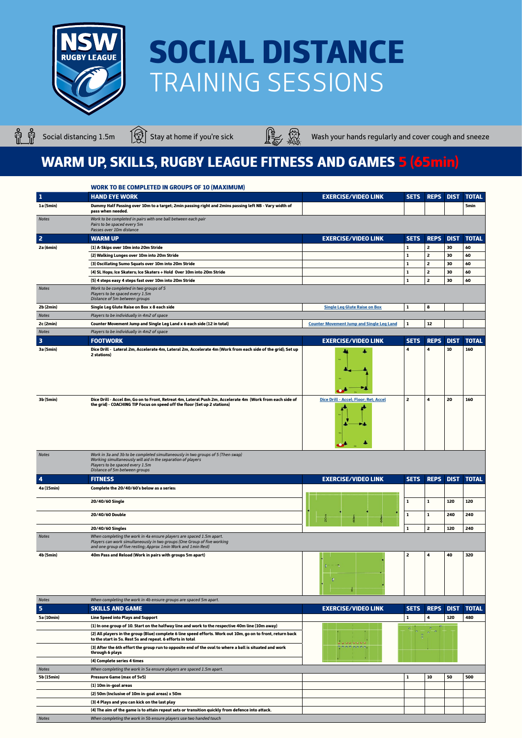# SOCIAL DISTANCE
## TRAINING SESSIONS

Social distancing 1.5m | Stay at home if you're sick | Wash your hands regularly and cover cough and sneeze

## WARM UP, SKILLS, RUGBY LEAGUE FITNESS AND GAMES 5 (65min)

**WORK TO BE COMPLETED IN GROUPS OF 10 (MAXIMUM)**

| 1 | HAND EYE WORK | EXERCISE/VIDEO LINK | SETS | REPS | DIST | TOTAL |
|---|---|---|---|---|---|---|
| 1a (5min) | Dummy Half Passing over 10m to a target; 2min passing right and 2mins passing left NB - Vary width of pass when needed. | | | | | 5min |
| *Notes* | *Work to be completed in pairs with one ball between each pair*<br>*Pairs to be spaced every 5m*<br>*Passes over 10m distance* | | | | | |
| **2** | **WARM UP** | **EXERCISE/VIDEO LINK** | **SETS** | **REPS** | **DIST** | **TOTAL** |
| 2a (6min) | (1) A-Skips over 10m into 20m Stride | | 1 | 2 | 30 | 60 |
| | (2) Walking Lunges over 10m into 20m Stride | | 1 | 2 | 30 | 60 |
| | (3) Oscillating Sumo Squats over 10m into 20m Stride | | 1 | 2 | 30 | 60 |
| | (4) SL Hops; Ice Skaters; Ice Skaters + Hold Over 10m into 20m Stride | | 1 | 2 | 30 | 60 |
| | (5) 4 steps easy 4 steps fast over 10m into 20m Stride | | 1 | 2 | 30 | 60 |
| *Notes* | *Work to be completed in two groups of 5*<br>*Players to be spaced every 1.5m*<br>*Distance of 5m between groups* | | | | | |
| 2b (2min) | Single Leg Glute Raise on Box x 8 each side | Single Leg Glute Raise on Box | 1 | 8 | | |
| *Notes* | *Players to be individually in 4m2 of space* | | | | | |
| 2c (2min) | Counter Movement Jump and Single Leg Land x 6 each side (12 in total) | Counter Movement Jump and Single Leg Land | 1 | 12 | | |
| *Notes* | *Players to be individually in 4m2 of space* | | | | | |
| **3** | **FOOTWORK** | **EXERCISE/VIDEO LINK** | **SETS** | **REPS** | **DIST** | **TOTAL** |
| 3a (5min) | Dice Drill - Lateral 2m, Accelerate 4m, Lateral 2m, Accelerate 4m (Work from each side of the grid); Set up 2 stations) | | 4 | 4 | 10 | 160 |
| 3b (5min) | Dice Drill - Accel 8m, Go on to Front, Retreat 4m, Lateral Push 2m, Accelerate 4m (Work from each side of the grid) - COACHING TIP Focus on speed off the floor (Set up 2 stations) | Dice Drill - Accel; Floor; Ret; Accel | 2 | 4 | 20 | 160 |
| *Notes* | *Work in 3a and 3b to be completed simultaneously in two groups of 5 (Then swap)*<br>*Working simultaneously will aid in the separation of players*<br>*Players to be spaced every 1.5m*<br>*Distance of 5m between groups* | | | | | |
| **4** | **FITNESS** | **EXERCISE/VIDEO LINK** | **SETS** | **REPS** | **DIST** | **TOTAL** |
| 4a (15min) | Complete the 20/40/60's below as a series: | | | | | |
| | 20/40/60 Single | | 1 | 1 | 120 | 120 |
| | 20/40/60 Double | | 1 | 1 | 240 | 240 |
| | 20/40/60 Singles | | 1 | 2 | 120 | 240 |
| *Notes* | *When completing the work in 4a ensure players are spaced 1.5m apart.*<br>*Players can work simultaneously in two groups (One Group of five working and one group of five resting; Approx 1min Work and 1min Rest)* | | | | | |
| 4b (5min) | 40m Pass and Reload (Work in pairs with groups 5m apart) | | 2 | 4 | 40 | 320 |
| *Notes* | *When completing the work in 4b ensure groups are spaced 5m apart.* | | | | | |
| **5** | **SKILLS AND GAME** | **EXERCISE/VIDEO LINK** | **SETS** | **REPS** | **DIST** | **TOTAL** |
| 5a (10min) | Line Speed into Plays and Support | | 1 | 4 | 120 | 480 |
| | (1) In one group of 10. Start on the halfway line and work to the respective 40m line (10m away) | | | | | |
| | (2) All players in the group (Blue) complete 6 line speed efforts. Work out 10m, go on to front, return back to the start in 5s. Rest 5s and repeat. 6 efforts in total | | | | | |
| | (3) After the 6th effort the group run to opposite end of the oval to where a ball is situated and work through 6 plays | | | | | |
| | (4) Complete series 4 times | | | | | |
| *Notes* | *When completing the work in 5a ensure players are spaced 1.5m apart.* | | | | | |
| 5b (15min) | Pressure Game (max of 5v5) | | 1 | 10 | 50 | 500 |
| | (1) 10m in-goal areas | | | | | |
| | (2) 50m (Inclusive of 10m in-goal areas) x 50m | | | | | |
| | (3) 4 Plays and you can kick on the last play | | | | | |
| | (4) The aim of the game is to attain repeat sets or transition quickly from defence into attack. | | | | | |
| *Notes* | *When completing the work in 5b ensure players use two handed touch* | | | | | |